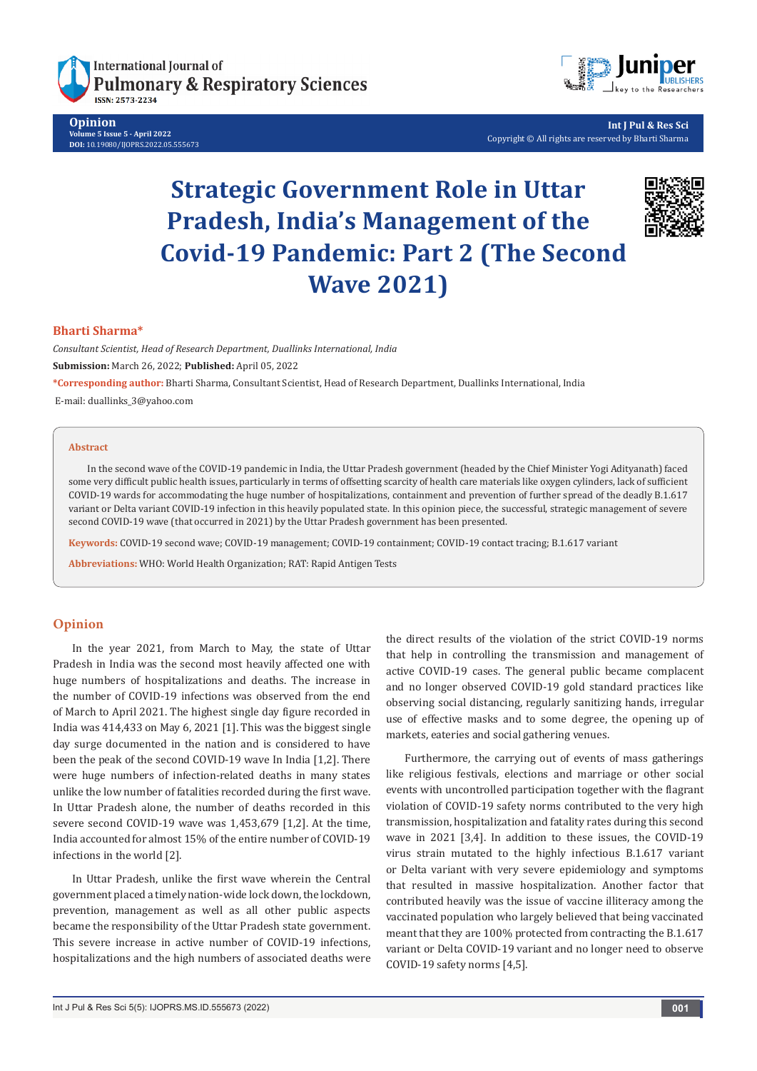Opinion

Volume 5 Issue 5 - April 2022

DOI: 10.19080/IJOPRS.2022.05.555673

Copyright © All rights are reserved by Bharti Sharma

# Strategic Government Role in Uttar Pradesh, India's Management of the Covid-19 Pandemic: Part 2 (The Second Wave 2021)

**Bharti Sharma***

*Consultant Scientist, Head of Research Department, Duallinks International, India*

**Submission:** March 26, 2022; **Published:** April 05, 2022

***Corresponding author:** Bharti Sharma, Consultant Scientist, Head of Research Department, Duallinks International, India

E-mail: duallinks_3@yahoo.com

## Abstract

In the second wave of the COVID-19 pandemic in India, the Uttar Pradesh government (headed by the Chief Minister Yogi Adityanath) faced some very difficult public health issues, particularly in terms of offsetting scarcity of health care materials like oxygen cylinders, lack of sufficient COVID-19 wards for accommodating the huge number of hospitalizations, containment and prevention of further spread of the deadly B.1.617 variant or Delta variant COVID-19 infection in this heavily populated state. In this opinion piece, the successful, strategic management of severe second COVID-19 wave (that occurred in 2021) by the Uttar Pradesh government has been presented.

**Keywords:** COVID-19 second wave; COVID-19 management; COVID-19 containment; COVID-19 contact tracing; B.1.617 variant

**Abbreviations:** WHO: World Health Organization; RAT: Rapid Antigen Tests

## Opinion

In the year 2021, from March to May, the state of Uttar Pradesh in India was the second most heavily affected one with huge numbers of hospitalizations and deaths. The increase in the number of COVID-19 infections was observed from the end of March to April 2021. The highest single day figure recorded in India was 414,433 on May 6, 2021 [1]. This was the biggest single day surge documented in the nation and is considered to have been the peak of the second COVID-19 wave In India [1,2]. There were huge numbers of infection-related deaths in many states unlike the low number of fatalities recorded during the first wave. In Uttar Pradesh alone, the number of deaths recorded in this severe second COVID-19 wave was 1,453,679 [1,2]. At the time, India accounted for almost 15% of the entire number of COVID-19 infections in the world [2].

In Uttar Pradesh, unlike the first wave wherein the Central government placed a timely nation-wide lock down, the lockdown, prevention, management as well as all other public aspects became the responsibility of the Uttar Pradesh state government. This severe increase in active number of COVID-19 infections, hospitalizations and the high numbers of associated deaths were the direct results of the violation of the strict COVID-19 norms that help in controlling the transmission and management of active COVID-19 cases. The general public became complacent and no longer observed COVID-19 gold standard practices like observing social distancing, regularly sanitizing hands, irregular use of effective masks and to some degree, the opening up of markets, eateries and social gathering venues.

Furthermore, the carrying out of events of mass gatherings like religious festivals, elections and marriage or other social events with uncontrolled participation together with the flagrant violation of COVID-19 safety norms contributed to the very high transmission, hospitalization and fatality rates during this second wave in 2021 [3,4]. In addition to these issues, the COVID-19 virus strain mutated to the highly infectious B.1.617 variant or Delta variant with very severe epidemiology and symptoms that resulted in massive hospitalization. Another factor that contributed heavily was the issue of vaccine illiteracy among the vaccinated population who largely believed that being vaccinated meant that they are 100% protected from contracting the B.1.617 variant or Delta COVID-19 variant and no longer need to observe COVID-19 safety norms [4,5].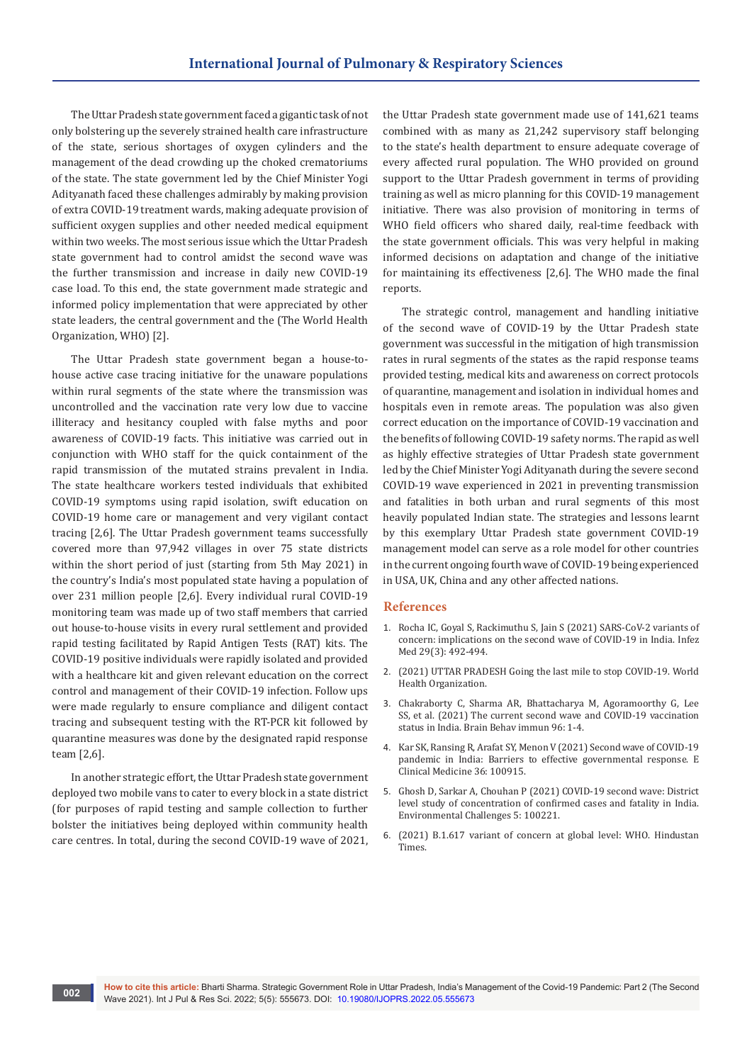The Uttar Pradesh state government faced a gigantic task of not only bolstering up the severely strained health care infrastructure of the state, serious shortages of oxygen cylinders and the management of the dead crowding up the choked crematoriums of the state. The state government led by the Chief Minister Yogi Adityanath faced these challenges admirably by making provision of extra COVID-19 treatment wards, making adequate provision of sufficient oxygen supplies and other needed medical equipment within two weeks. The most serious issue which the Uttar Pradesh state government had to control amidst the second wave was the further transmission and increase in daily new COVID-19 case load. To this end, the state government made strategic and informed policy implementation that were appreciated by other state leaders, the central government and the (The World Health Organization, WHO) [2].

The Uttar Pradesh state government began a house-to-house active case tracing initiative for the unaware populations within rural segments of the state where the transmission was uncontrolled and the vaccination rate very low due to vaccine illiteracy and hesitancy coupled with false myths and poor awareness of COVID-19 facts. This initiative was carried out in conjunction with WHO staff for the quick containment of the rapid transmission of the mutated strains prevalent in India. The state healthcare workers tested individuals that exhibited COVID-19 symptoms using rapid isolation, swift education on COVID-19 home care or management and very vigilant contact tracing [2,6]. The Uttar Pradesh government teams successfully covered more than 97,942 villages in over 75 state districts within the short period of just (starting from 5th May 2021) in the country's India's most populated state having a population of over 231 million people [2,6]. Every individual rural COVID-19 monitoring team was made up of two staff members that carried out house-to-house visits in every rural settlement and provided rapid testing facilitated by Rapid Antigen Tests (RAT) kits. The COVID-19 positive individuals were rapidly isolated and provided with a healthcare kit and given relevant education on the correct control and management of their COVID-19 infection. Follow ups were made regularly to ensure compliance and diligent contact tracing and subsequent testing with the RT-PCR kit followed by quarantine measures was done by the designated rapid response team [2,6].

In another strategic effort, the Uttar Pradesh state government deployed two mobile vans to cater to every block in a state district (for purposes of rapid testing and sample collection to further bolster the initiatives being deployed within community health care centres. In total, during the second COVID-19 wave of 2021, the Uttar Pradesh state government made use of 141,621 teams combined with as many as 21,242 supervisory staff belonging to the state's health department to ensure adequate coverage of every affected rural population. The WHO provided on ground support to the Uttar Pradesh government in terms of providing training as well as micro planning for this COVID-19 management initiative. There was also provision of monitoring in terms of WHO field officers who shared daily, real-time feedback with the state government officials. This was very helpful in making informed decisions on adaptation and change of the initiative for maintaining its effectiveness [2,6]. The WHO made the final reports.

The strategic control, management and handling initiative of the second wave of COVID-19 by the Uttar Pradesh state government was successful in the mitigation of high transmission rates in rural segments of the states as the rapid response teams provided testing, medical kits and awareness on correct protocols of quarantine, management and isolation in individual homes and hospitals even in remote areas. The population was also given correct education on the importance of COVID-19 vaccination and the benefits of following COVID-19 safety norms. The rapid as well as highly effective strategies of Uttar Pradesh state government led by the Chief Minister Yogi Adityanath during the severe second COVID-19 wave experienced in 2021 in preventing transmission and fatalities in both urban and rural segments of this most heavily populated Indian state. The strategies and lessons learnt by this exemplary Uttar Pradesh state government COVID-19 management model can serve as a role model for other countries in the current ongoing fourth wave of COVID-19 being experienced in USA, UK, China and any other affected nations.

## References

1. Rocha IC, Goyal S, Rackimuthu S, Jain S (2021) SARS-CoV-2 variants of concern: implications on the second wave of COVID-19 in India. Infez Med 29(3): 492-494.
2. (2021) UTTAR PRADESH Going the last mile to stop COVID-19. World Health Organization.
3. Chakraborty C, Sharma AR, Bhattacharya M, Agoramoorthy G, Lee SS, et al. (2021) The current second wave and COVID-19 vaccination status in India. Brain Behav immun 96: 1-4.
4. Kar SK, Ransing R, Arafat SY, Menon V (2021) Second wave of COVID-19 pandemic in India: Barriers to effective governmental response. E Clinical Medicine 36: 100915.
5. Ghosh D, Sarkar A, Chouhan P (2021) COVID-19 second wave: District level study of concentration of confirmed cases and fatality in India. Environmental Challenges 5: 100221.
6. (2021) B.1.617 variant of concern at global level: WHO. Hindustan Times.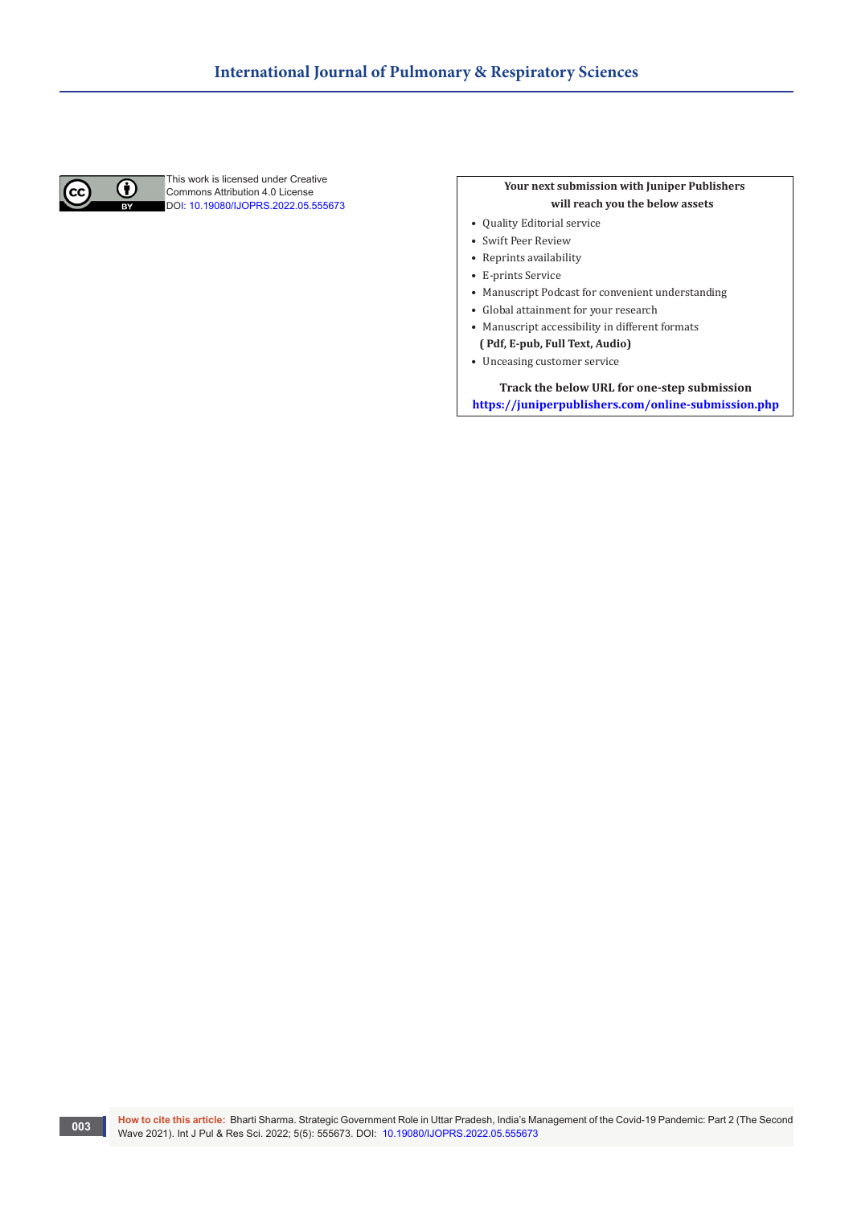This work is licensed under Creative Commons Attribution 4.0 License
DOI: 10.19080/IJOPRS.2022.05.555673

**Your next submission with Juniper Publishers will reach you the below assets**

- Quality Editorial service
- Swift Peer Review
- Reprints availability
- E-prints Service
- Manuscript Podcast for convenient understanding
- Global attainment for your research
- Manuscript accessibility in different formats
  **( Pdf, E-pub, Full Text, Audio)**
- Unceasing customer service

**Track the below URL for one-step submission**
**https://juniperpublishers.com/online-submission.php**